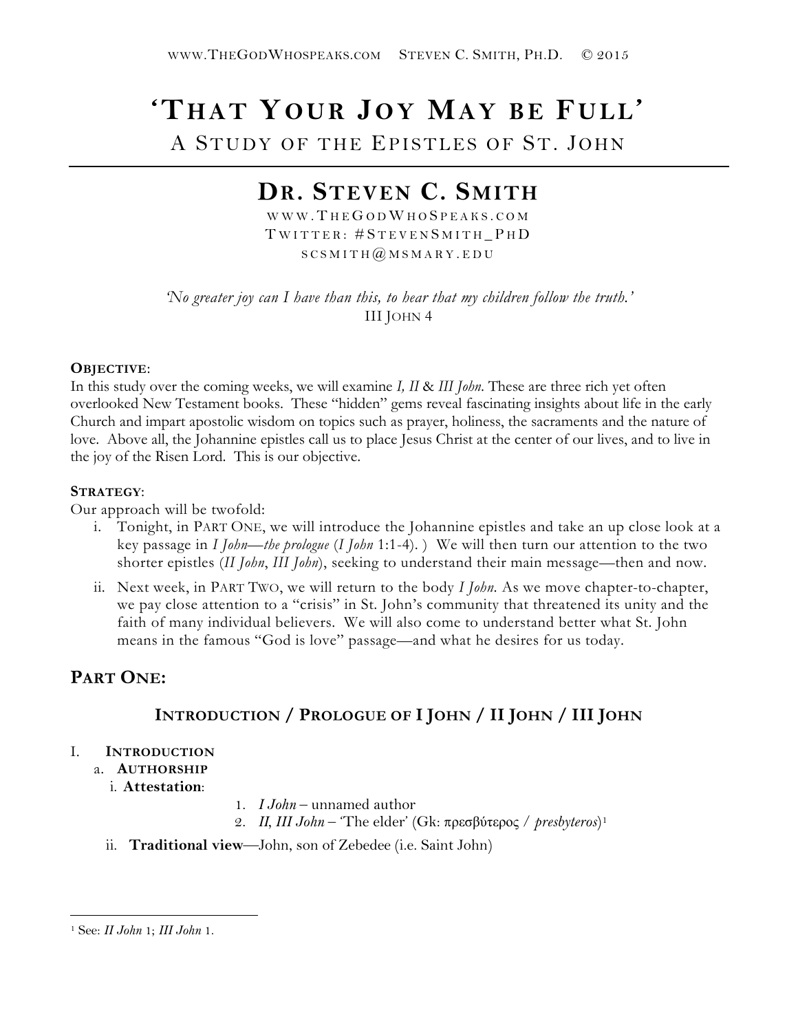# 'That Your Joy May be Full'

## A Study of the Epistles of St. John

## Dr. Steven C. Smith

www.TheGodWhoSpeaks.com
Twitter: #StevenSmith_PhD
scsmith@msmary.edu

*'No greater joy can I have than this, to hear that my children follow the truth.'*
III John 4

**Objective**:
In this study over the coming weeks, we will examine *I, II* & *III John*. These are three rich yet often overlooked New Testament books. These "hidden" gems reveal fascinating insights about life in the early Church and impart apostolic wisdom on topics such as prayer, holiness, the sacraments and the nature of love. Above all, the Johannine epistles call us to place Jesus Christ at the center of our lives, and to live in the joy of the Risen Lord. This is our objective.

**Strategy**:
Our approach will be twofold:

i. Tonight, in Part One, we will introduce the Johannine epistles and take an up close look at a key passage in *I John—the prologue* (*I John* 1:1-4). ) We will then turn our attention to the two shorter epistles (*II John*, *III John*), seeking to understand their main message—then and now.

ii. Next week, in Part Two, we will return to the body *I John*. As we move chapter-to-chapter, we pay close attention to a "crisis" in St. John's community that threatened its unity and the faith of many individual believers. We will also come to understand better what St. John means in the famous "God is love" passage—and what he desires for us today.

## Part One:

### Introduction / Prologue of I John / II John / III John

I. **Introduction**
   a. **Authorship**
      i. **Attestation**:
         1. *I John* – unnamed author
         2. *II, III John* – 'The elder' (Gk: πρεσβύτερος / *presbyteros*)[1]
      ii. **Traditional view**—John, son of Zebedee (i.e. Saint John)

---

[1] See: *II John* 1; *III John* 1.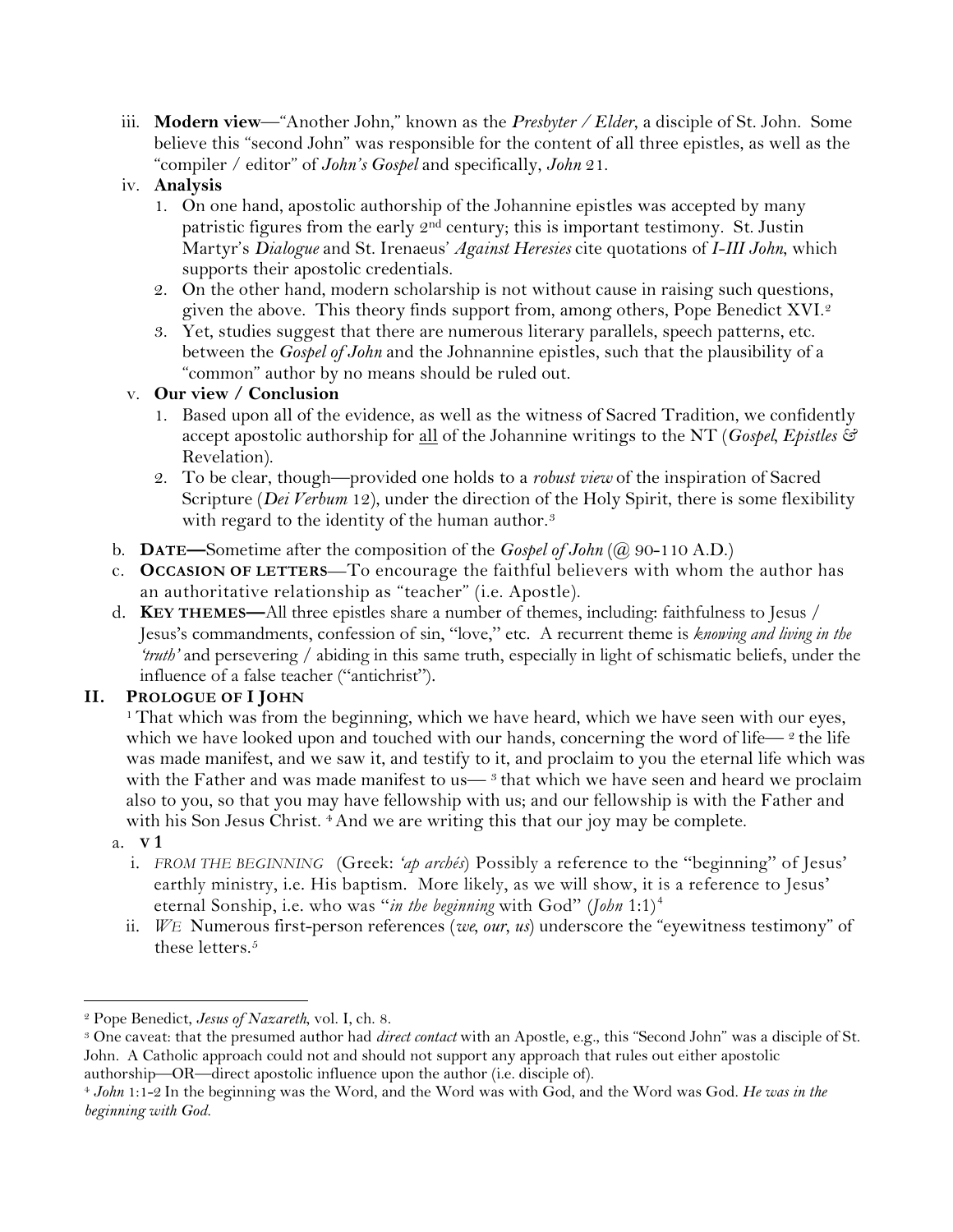iii. **Modern view**—"Another John," known as the ***Presbyter / Elder***, a disciple of St. John. Some believe this "second John" was responsible for the content of all three epistles, as well as the "compiler / editor" of *John's Gospel* and specifically, *John* 21.

iv. **Analysis**

1. On one hand, apostolic authorship of the Johannine epistles was accepted by many patristic figures from the early 2nd century; this is important testimony. St. Justin Martyr's *Dialogue* and St. Irenaeus' *Against Heresies* cite quotations of ***I-III John***, which supports their apostolic credentials.
2. On the other hand, modern scholarship is not without cause in raising such questions, given the above. This theory finds support from, among others, Pope Benedict XVI.[2]
3. Yet, studies suggest that there are numerous literary parallels, speech patterns, etc. between the *Gospel of John* and the Johnannine epistles, such that the plausibility of a "common" author by no means should be ruled out.

v. **Our view / Conclusion**

1. Based upon all of the evidence, as well as the witness of Sacred Tradition, we confidently accept apostolic authorship for all of the Johannine writings to the NT (*Gospel, Epistles &* Revelation).
2. To be clear, though—provided one holds to a *robust view* of the inspiration of Sacred Scripture (*Dei Verbum* 12), under the direction of the Holy Spirit, there is some flexibility with regard to the identity of the human author.[3]

b. **DATE—**Sometime after the composition of the *Gospel of John* (@ 90-110 A.D.)

c. **OCCASION OF LETTERS**—To encourage the faithful believers with whom the author has an authoritative relationship as "teacher" (i.e. Apostle).

d. **KEY THEMES—**All three epistles share a number of themes, including: faithfulness to Jesus / Jesus's commandments, confession of sin, "love," etc. A recurrent theme is *knowing and living in the 'truth'* and persevering / abiding in this same truth, especially in light of schismatic beliefs, under the influence of a false teacher ("antichrist").

## II. PROLOGUE OF I JOHN

[1] That which was from the beginning, which we have heard, which we have seen with our eyes, which we have looked upon and touched with our hands, concerning the word of life— [2] the life was made manifest, and we saw it, and testify to it, and proclaim to you the eternal life which was with the Father and was made manifest to us— [3] that which we have seen and heard we proclaim also to you, so that you may have fellowship with us; and our fellowship is with the Father and with his Son Jesus Christ. [4] And we are writing this that our joy may be complete.

a. **V 1**

i. *FROM THE BEGINNING* (Greek: *'ap archés*) Possibly a reference to the "beginning" of Jesus' earthly ministry, i.e. His baptism. More likely, as we will show, it is a reference to Jesus' eternal Sonship, i.e. who was "*in the beginning* with God" (*John* 1:1)[4]

ii. *WE* Numerous first-person references (*we, our, us*) underscore the "eyewitness testimony" of these letters.[5]

---

[2] Pope Benedict, *Jesus of Nazareth*, vol. I, ch. 8.

[3] One caveat: that the presumed author had *direct contact* with an Apostle, e.g., this "Second John" was a disciple of St. John. A Catholic approach could not and should not support any approach that rules out either apostolic authorship—OR—direct apostolic influence upon the author (i.e. disciple of).

[4] *John* 1:1-2 In the beginning was the Word, and the Word was with God, and the Word was God. *He was in the beginning with God.*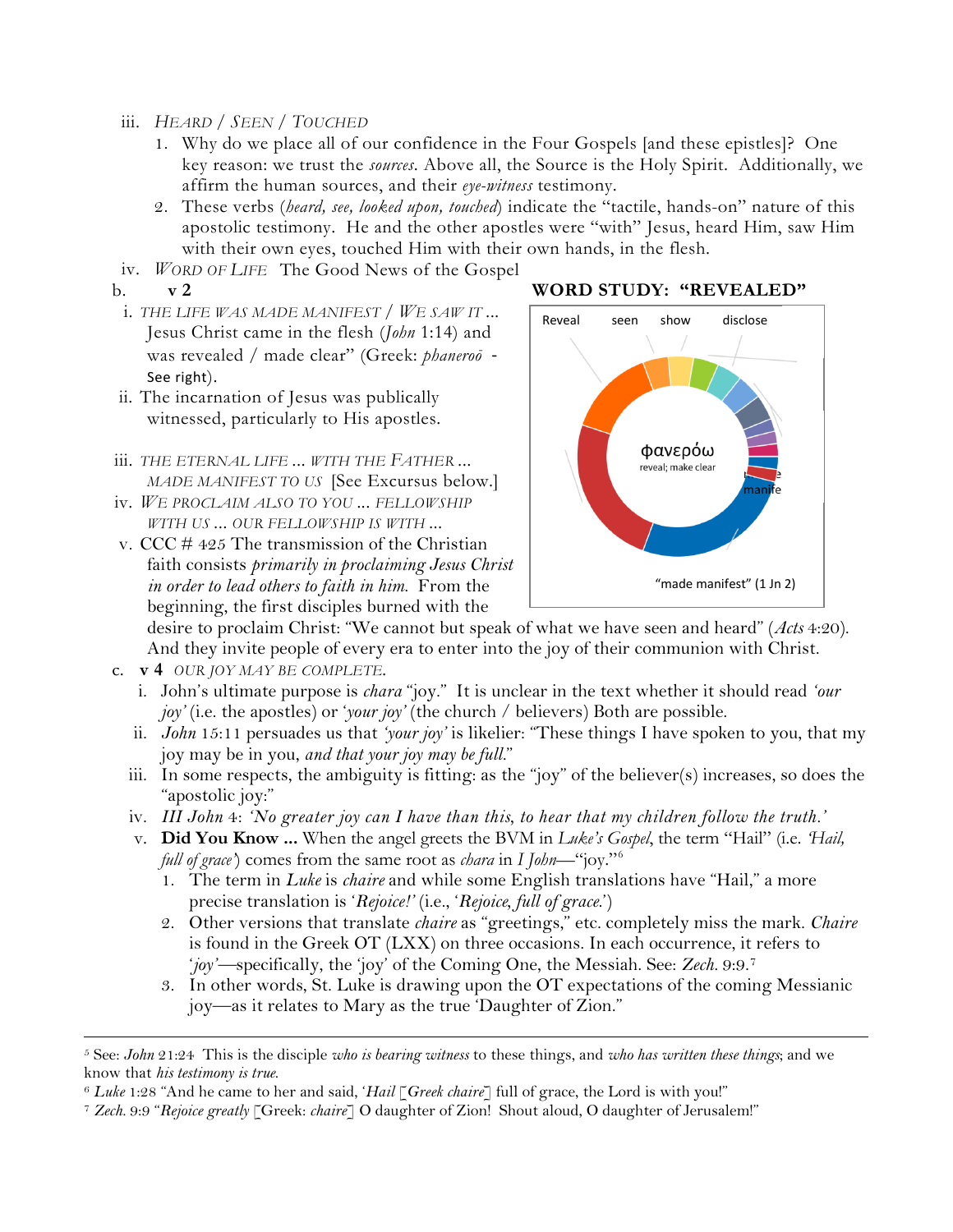iii. *HEARD / SEEN / TOUCHED*

1. Why do we place all of our confidence in the Four Gospels [and these epistles]? One key reason: we trust the *sources*. Above all, the Source is the Holy Spirit. Additionally, we affirm the human sources, and their *eye-witness* testimony.
2. These verbs (*heard, see, looked upon, touched*) indicate the "tactile, hands-on" nature of this apostolic testimony. He and the other apostles were "with" Jesus, heard Him, saw Him with their own eyes, touched Him with their own hands, in the flesh.

iv. *WORD OF LIFE* The Good News of the Gospel

b. **v 2**

i. *THE LIFE WAS MADE MANIFEST / WE SAW IT* ... Jesus Christ came in the flesh (*John* 1:14) and was revealed / made clear" (Greek: *phaneroō* - See right).

ii. The incarnation of Jesus was publically witnessed, particularly to His apostles.

iii. *THE ETERNAL LIFE* ... *WITH THE FATHER* ... *MADE MANIFEST TO US* [See Excursus below.]

iv. *WE PROCLAIM ALSO TO YOU* ... *FELLOWSHIP WITH US* ... *OUR FELLOWSHIP IS WITH* ...

v. CCC # 425 The transmission of the Christian faith consists *primarily in proclaiming Jesus Christ in order to lead others to faith in him.* From the beginning, the first disciples burned with the desire to proclaim Christ: "We cannot but speak of what we have seen and heard" (*Acts* 4:20). And they invite people of every era to enter into the joy of their communion with Christ.

**WORD STUDY: "REVEALED"**

Reveal | seen | show | disclose

φανερόω
reveal; make clear

manife

"made manifest" (1 Jn 2)

c. **v 4** *OUR JOY MAY BE COMPLETE.*

i. John's ultimate purpose is *chara* "joy." It is unclear in the text whether it should read *'our joy'* (i.e. the apostles) or *'your joy'* (the church / believers) Both are possible.

ii. *John* 15:11 persuades us that *'your joy'* is likelier: "These things I have spoken to you, that my joy may be in you, *and that your joy may be full.*"

iii. In some respects, the ambiguity is fitting: as the "joy" of the believer(s) increases, so does the "apostolic joy:"

iv. *III John* 4: *'No greater joy can I have than this, to hear that my children follow the truth.'*

v. **Did You Know ...** When the angel greets the BVM in *Luke's Gospel*, the term "Hail" (i.e. *'Hail, full of grace'*) comes from the same root as *chara* in *I John*—"joy."[6]

1. The term in *Luke* is *chaire* and while some English translations have "Hail," a more precise translation is *'Rejoice!'* (i.e., *'Rejoice, full of grace.'*)
2. Other versions that translate *chaire* as "greetings," etc. completely miss the mark. *Chaire* is found in the Greek OT (LXX) on three occasions. In each occurrence, it refers to *'joy'*—specifically, the 'joy' of the Coming One, the Messiah. See: *Zech.* 9:9.[7]
3. In other words, St. Luke is drawing upon the OT expectations of the coming Messianic joy—as it relates to Mary as the true 'Daughter of Zion."

---

[5] See: *John* 21:24 This is the disciple *who is bearing witness* to these things, and *who has written these things*; and we know that *his testimony is true.*

[6] *Luke* 1:28 "And he came to her and said, '*Hail* [*Greek chaire*] full of grace, the Lord is with you!"

[7] *Zech.* 9:9 "*Rejoice greatly* [Greek: *chaire*] O daughter of Zion! Shout aloud, O daughter of Jerusalem!"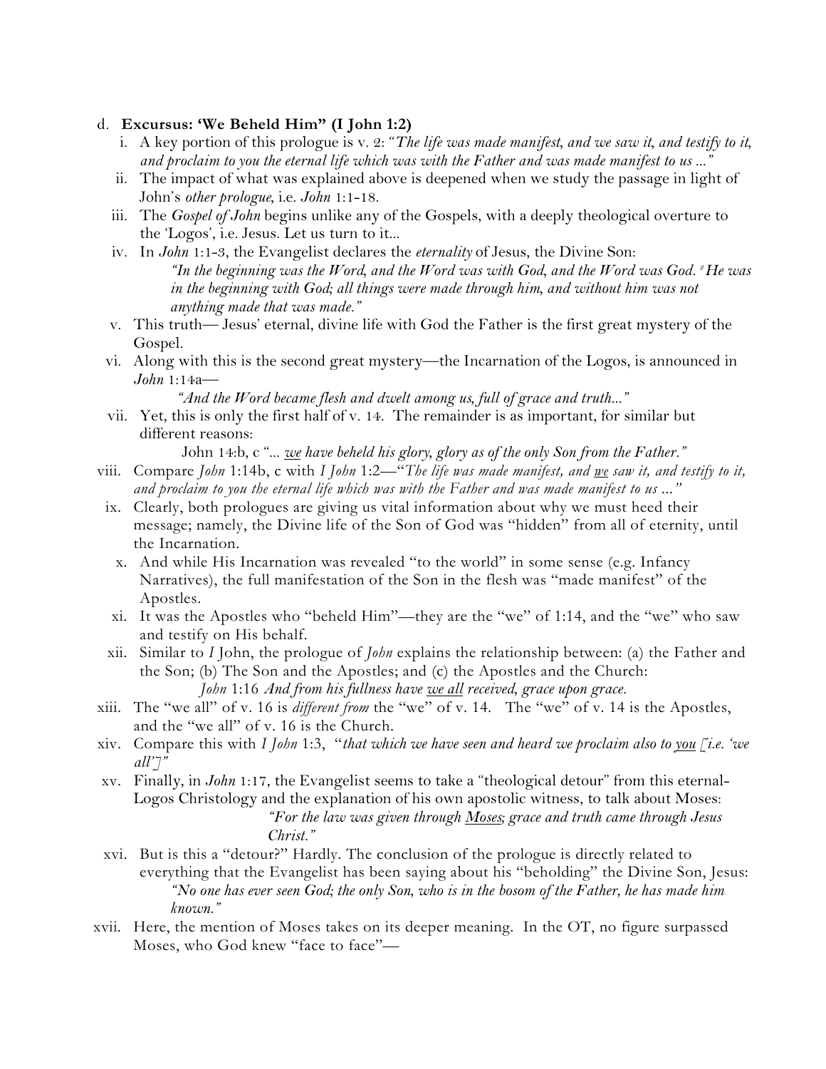d. **Excursus: 'We Beheld Him" (I John 1:2)**

i. A key portion of this prologue is v. 2: *"The life was made manifest, and we saw it, and testify to it, and proclaim to you the eternal life which was with the Father and was made manifest to us ..."*

ii. The impact of what was explained above is deepened when we study the passage in light of John's *other prologue*, i.e. *John* 1:1-18.

iii. The *Gospel of John* begins unlike any of the Gospels, with a deeply theological overture to the 'Logos', i.e. Jesus. Let us turn to it...

iv. In *John* 1:1-3, the Evangelist declares the *eternality* of Jesus, the Divine Son:

> *"In the beginning was the Word, and the Word was with God, and the Word was God. [2] He was in the beginning with God; all things were made through him, and without him was not anything made that was made."*

v. This truth— Jesus' eternal, divine life with God the Father is the first great mystery of the Gospel.

vi. Along with this is the second great mystery—the Incarnation of the Logos, is announced in *John* 1:14a—

> *"And the Word became flesh and dwelt among us, full of grace and truth..."*

vii. Yet, this is only the first half of v. 14. The remainder is as important, for similar but different reasons:

> John 14:b, c *"... <u>we</u> have beheld his glory, glory as of the only Son from the Father."*

viii. Compare *John* 1:14b, c with *I John* 1:2—"*The life was made manifest, and <u>we</u> saw it, and testify to it, and proclaim to you the eternal life which was with the Father and was made manifest to us ..."*

ix. Clearly, both prologues are giving us vital information about why we must heed their message; namely, the Divine life of the Son of God was "hidden" from all of eternity, until the Incarnation.

x. And while His Incarnation was revealed "to the world" in some sense (e.g. Infancy Narratives), the full manifestation of the Son in the flesh was "made manifest" of the Apostles.

xi. It was the Apostles who "beheld Him"—they are the "we" of 1:14, and the "we" who saw and testify on His behalf.

xii. Similar to *I* John, the prologue of *John* explains the relationship between: (a) the Father and the Son; (b) The Son and the Apostles; and (c) the Apostles and the Church:

> *John* 1:16 *And from his fullness have <u>we all</u> received, grace upon grace.*

xiii. The "we all" of v. 16 is *different from* the "we" of v. 14. The "we" of v. 14 is the Apostles, and the "we all" of v. 16 is the Church.

xiv. Compare this with *I John* 1:3, "*that which we have seen and heard we proclaim also to <u>you</u> [i.e. 'we all']"*

xv. Finally, in *John* 1:17, the Evangelist seems to take a "theological detour" from this eternal-Logos Christology and the explanation of his own apostolic witness, to talk about Moses:

> *"For the law was given through <u>Moses</u>; grace and truth came through Jesus Christ."*

xvi. But is this a "detour?" Hardly. The conclusion of the prologue is directly related to everything that the Evangelist has been saying about his "beholding" the Divine Son, Jesus:

> *"No one has ever seen God; the only Son, who is in the bosom of the Father, he has made him known."*

xvii. Here, the mention of Moses takes on its deeper meaning. In the OT, no figure surpassed Moses, who God knew "face to face"—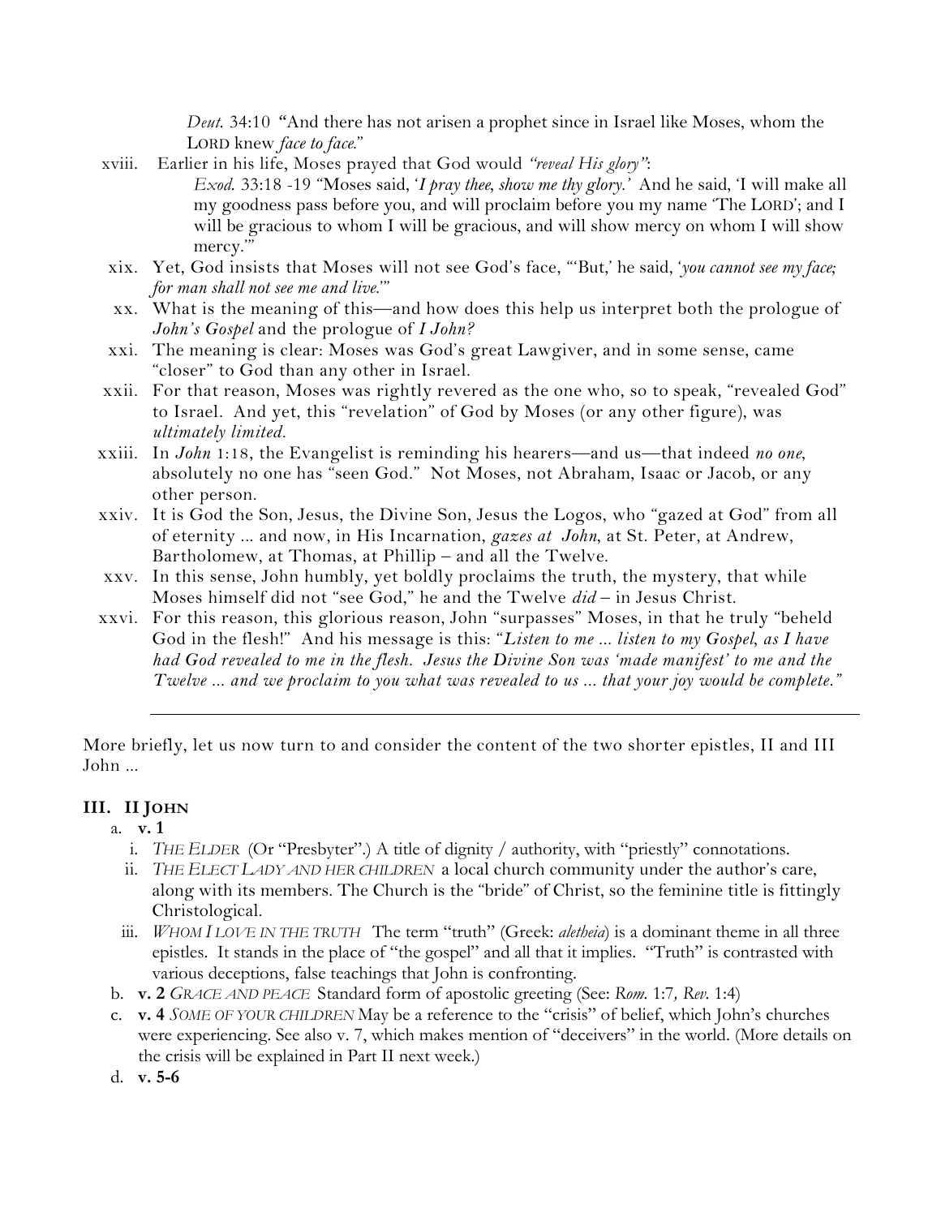*Deut.* 34:10 "And there has not arisen a prophet since in Israel like Moses, whom the LORD knew *face to face*."

xviii. Earlier in his life, Moses prayed that God would *"reveal His glory"*:

*Exod.* 33:18 -19 "Moses said, '*I pray thee, show me thy glory.*' And he said, 'I will make all my goodness pass before you, and will proclaim before you my name 'The LORD'; and I will be gracious to whom I will be gracious, and will show mercy on whom I will show mercy.'"

xix. Yet, God insists that Moses will not see God's face, "'But,' he said, '*you cannot see my face; for man shall not see me and live.*'"

xx. What is the meaning of this—and how does this help us interpret both the prologue of *John's Gospel* and the prologue of *I John?*

xxi. The meaning is clear: Moses was God's great Lawgiver, and in some sense, came "closer" to God than any other in Israel.

xxii. For that reason, Moses was rightly revered as the one who, so to speak, "revealed God" to Israel. And yet, this "revelation" of God by Moses (or any other figure), was *ultimately limited.*

xxiii. In *John* 1:18, the Evangelist is reminding his hearers—and us—that indeed *no one*, absolutely no one has "seen God." Not Moses, not Abraham, Isaac or Jacob, or any other person.

xxiv. It is God the Son, Jesus, the Divine Son, Jesus the Logos, who "gazed at God" from all of eternity ... and now, in His Incarnation, *gazes at John*, at St. Peter, at Andrew, Bartholomew, at Thomas, at Phillip – and all the Twelve.

xxv. In this sense, John humbly, yet boldly proclaims the truth, the mystery, that while Moses himself did not "see God," he and the Twelve *did* – in Jesus Christ.

xxvi. For this reason, this glorious reason, John "surpasses" Moses, in that he truly "beheld God in the flesh!" And his message is this: "*Listen to me ... listen to my Gospel, as I have had God revealed to me in the flesh. Jesus the Divine Son was 'made manifest' to me and the Twelve ... and we proclaim to you what was revealed to us ... that your joy would be complete.*"

---

More briefly, let us now turn to and consider the content of the two shorter epistles, II and III John ...

## III. II JOHN

a. **v. 1**

i. *THE ELDER* (Or "Presbyter".) A title of dignity / authority, with "priestly" connotations.

ii. *THE ELECT LADY AND HER CHILDREN* a local church community under the author's care, along with its members. The Church is the "bride" of Christ, so the feminine title is fittingly Christological.

iii. *WHOM I LOVE IN THE TRUTH* The term "truth" (Greek: *aletheia*) is a dominant theme in all three epistles. It stands in the place of "the gospel" and all that it implies. "Truth" is contrasted with various deceptions, false teachings that John is confronting.

b. **v. 2** *GRACE AND PEACE* Standard form of apostolic greeting (See: *Rom.* 1:7*, Rev.* 1:4)

c. **v. 4** *SOME OF YOUR CHILDREN* May be a reference to the "crisis" of belief, which John's churches were experiencing. See also v. 7, which makes mention of "deceivers" in the world. (More details on the crisis will be explained in Part II next week.)

d. **v. 5-6**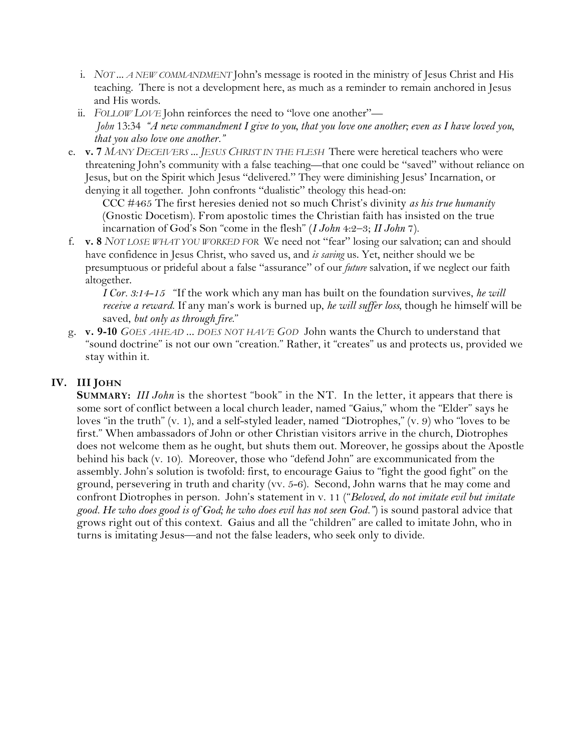i. *NOT ... A NEW COMMANDMENT* John's message is rooted in the ministry of Jesus Christ and His teaching. There is not a development here, as much as a reminder to remain anchored in Jesus and His words.

ii. *FOLLOW LOVE* John reinforces the need to "love one another"—
*John* 13:34 *"A new commandment I give to you, that you love one another; even as I have loved you, that you also love one another."*

e. **v. 7** *MANY DECEIVERS ... JESUS CHRIST IN THE FLESH* There were heretical teachers who were threatening John's community with a false teaching—that one could be "saved" without reliance on Jesus, but on the Spirit which Jesus "delivered." They were diminishing Jesus' Incarnation, or denying it all together. John confronts "dualistic" theology this head-on:

> CCC #465 The first heresies denied not so much Christ's divinity *as his true humanity* (Gnostic Docetism). From apostolic times the Christian faith has insisted on the true incarnation of God's Son "come in the flesh" (*I John* 4:2–3; *II John* 7).

f. **v. 8** *NOT LOSE WHAT YOU WORKED FOR* We need not "fear" losing our salvation; can and should have confidence in Jesus Christ, who saved us, and *is saving* us. Yet, neither should we be presumptuous or prideful about a false "assurance" of our *future* salvation, if we neglect our faith altogether.

> *I Cor. 3:14-15* "If the work which any man has built on the foundation survives, *he will receive a reward.* If any man's work is burned up, *he will suffer loss,* though he himself will be saved, *but only as through fire.*"

g. **v. 9-10** *GOES AHEAD ... DOES NOT HAVE GOD* John wants the Church to understand that "sound doctrine" is not our own "creation." Rather, it "creates" us and protects us, provided we stay within it.

## IV. III JOHN

**SUMMARY:** *III John* is the shortest "book" in the NT. In the letter, it appears that there is some sort of conflict between a local church leader, named "Gaius," whom the "Elder" says he loves "in the truth" (v. 1), and a self-styled leader, named "Diotrophes," (v. 9) who "loves to be first." When ambassadors of John or other Christian visitors arrive in the church, Diotrophes does not welcome them as he ought, but shuts them out. Moreover, he gossips about the Apostle behind his back (v. 10). Moreover, those who "defend John" are excommunicated from the assembly. John's solution is twofold: first, to encourage Gaius to "fight the good fight" on the ground, persevering in truth and charity (vv. 5-6). Second, John warns that he may come and confront Diotrophes in person. John's statement in v. 11 ("*Beloved, do not imitate evil but imitate good. He who does good is of God; he who does evil has not seen God.*") is sound pastoral advice that grows right out of this context. Gaius and all the "children" are called to imitate John, who in turns is imitating Jesus—and not the false leaders, who seek only to divide.